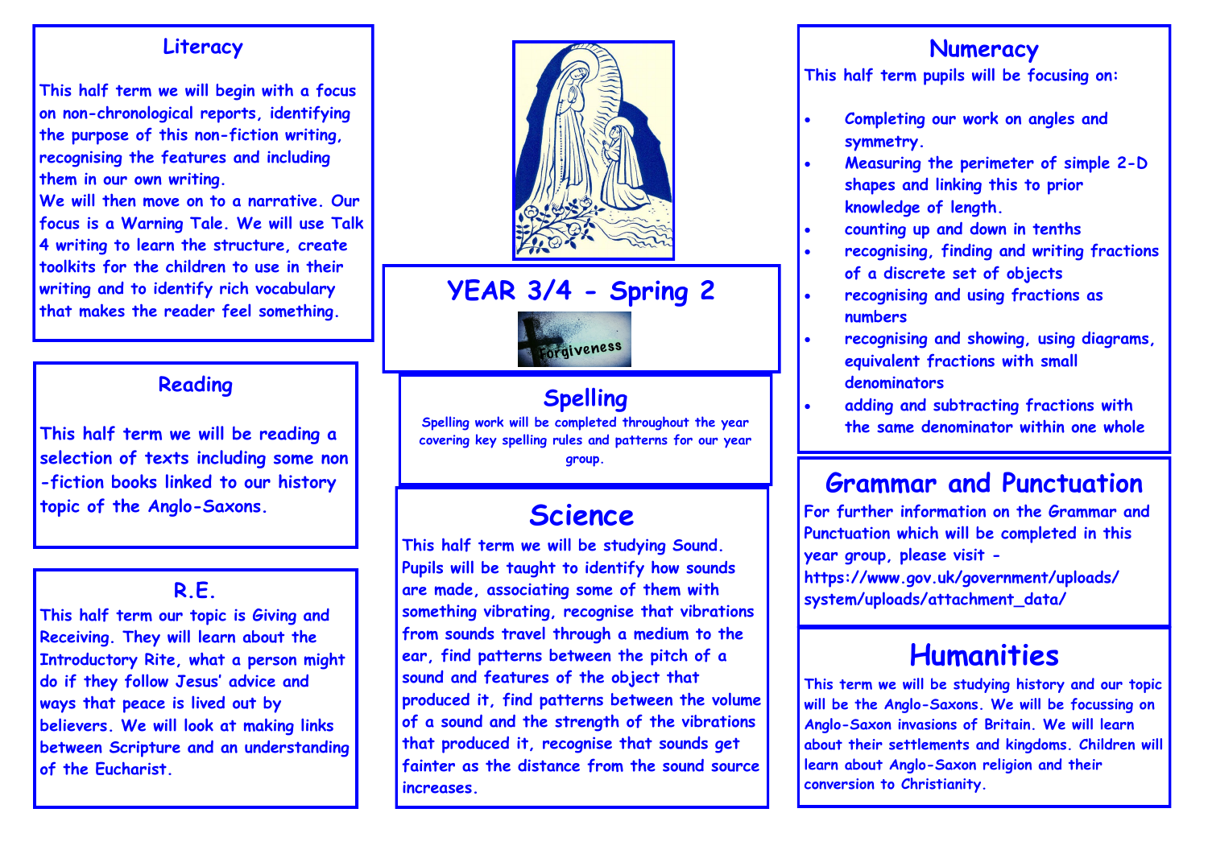# YEAR 3/4 - Spring 2

Forgiveness

## Literacy

This half term we will begin with a focus on non-chronological reports, identifying the purpose of this non-fiction writing, recognising the features and including them in our own writing.

We will then move on to a narrative. Our focus is a Warning Tale. We will use Talk 4 writing to learn the structure, create toolkits for the children to use in their writing and to identify rich vocabulary that makes the reader feel something.

## Reading

This half term we will be reading a selection of texts including some non-fiction books linked to our history topic of the Anglo-Saxons.

## R.E.

This half term our topic is Giving and Receiving. They will learn about the Introductory Rite, what a person might do if they follow Jesus' advice and ways that peace is lived out by believers. We will look at making links between Scripture and an understanding of the Eucharist.

## Spelling

Spelling work will be completed throughout the year covering key spelling rules and patterns for our year group.

## Science

This half term we will be studying Sound. Pupils will be taught to identify how sounds are made, associating some of them with something vibrating, recognise that vibrations from sounds travel through a medium to the ear, find patterns between the pitch of a sound and features of the object that produced it, find patterns between the volume of a sound and the strength of the vibrations that produced it, recognise that sounds get fainter as the distance from the sound source increases.

## Numeracy

This half term pupils will be focusing on:

- Completing our work on angles and symmetry.
- Measuring the perimeter of simple 2-D shapes and linking this to prior knowledge of length.
- counting up and down in tenths
- recognising, finding and writing fractions of a discrete set of objects
- recognising and using fractions as numbers
- recognising and showing, using diagrams, equivalent fractions with small denominators
- adding and subtracting fractions with the same denominator within one whole

## Grammar and Punctuation

For further information on the Grammar and Punctuation which will be completed in this year group, please visit - https://www.gov.uk/government/uploads/system/uploads/attachment_data/

## Humanities

This term we will be studying history and our topic will be the Anglo-Saxons. We will be focussing on Anglo-Saxon invasions of Britain. We will learn about their settlements and kingdoms. Children will learn about Anglo-Saxon religion and their conversion to Christianity.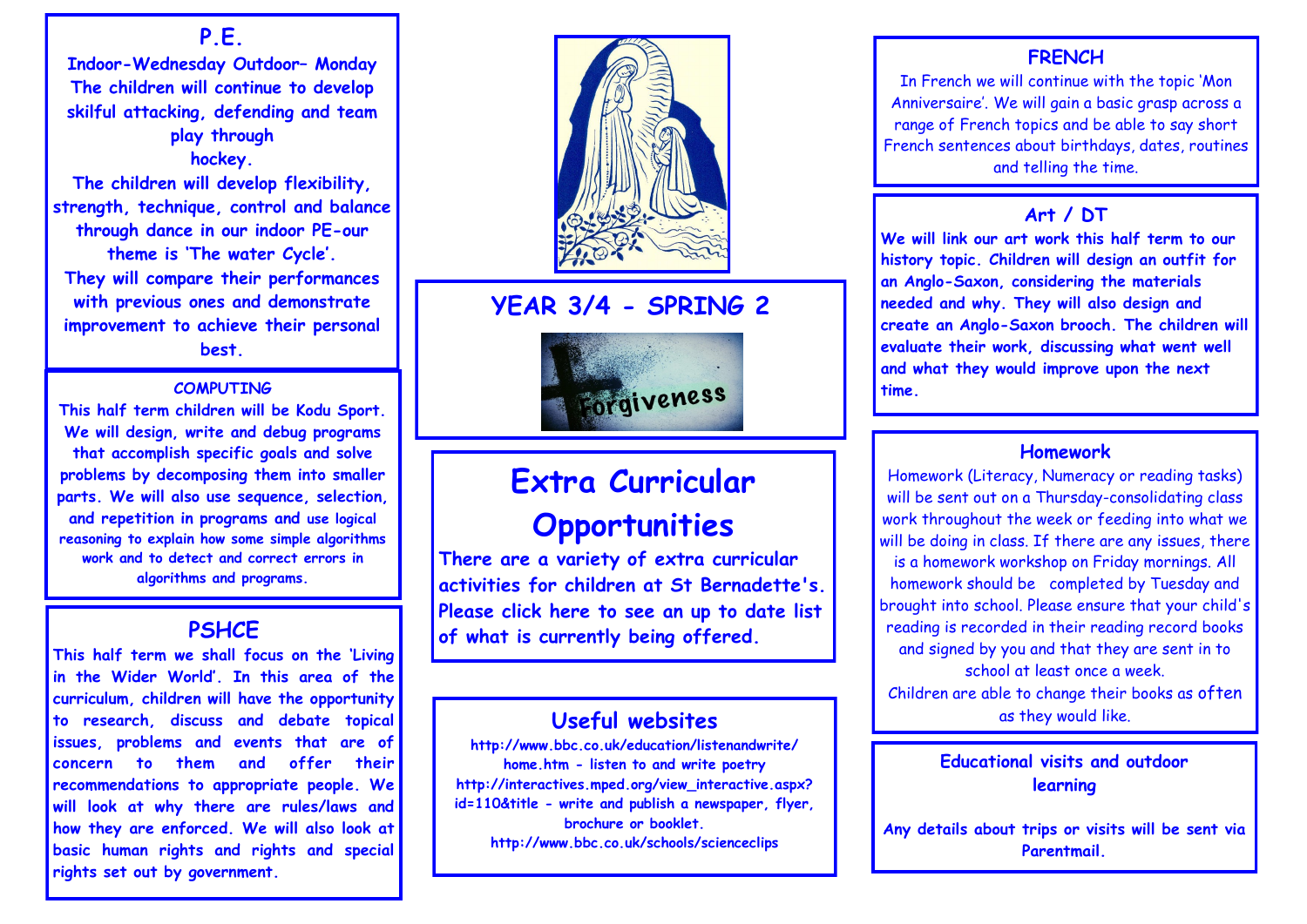## P.E.

**Indoor-Wednesday Outdoor– Monday**
**The children will continue to develop skilful attacking, defending and team play through hockey.**
**The children will develop flexibility, strength, technique, control and balance through dance in our indoor PE-our theme is 'The water Cycle'.**
**They will compare their performances with previous ones and demonstrate improvement to achieve their personal best.**

## COMPUTING

**This half term children will be Kodu Sport. We will design, write and debug programs that accomplish specific goals and solve problems by decomposing them into smaller parts. We will also use sequence, selection, and repetition in programs and use logical reasoning to explain how some simple algorithms work and to detect and correct errors in algorithms and programs.**

## PSHCE

**This half term we shall focus on the 'Living in the Wider World'. In this area of the curriculum, children will have the opportunity to research, discuss and debate topical issues, problems and events that are of concern to them and offer their recommendations to appropriate people. We will look at why there are rules/laws and how they are enforced. We will also look at basic human rights and rights and special rights set out by government.**

# YEAR 3/4 - SPRING 2

Forgiveness

## Extra Curricular Opportunities

**There are a variety of extra curricular activities for children at St Bernadette's. Please click here to see an up to date list of what is currently being offered.**

## Useful websites

**http://www.bbc.co.uk/education/listenandwrite/home.htm - listen to and write poetry**
**http://interactives.mped.org/view_interactive.aspx?id=110&title - write and publish a newspaper, flyer, brochure or booklet.**
**http://www.bbc.co.uk/schools/scienceclips**

## FRENCH

In French we will continue with the topic 'Mon Anniversaire'. We will gain a basic grasp across a range of French topics and be able to say short French sentences about birthdays, dates, routines and telling the time.

## Art / DT

**We will link our art work this half term to our history topic. Children will design an outfit for an Anglo-Saxon, considering the materials needed and why. They will also design and create an Anglo-Saxon brooch. The children will evaluate their work, discussing what went well and what they would improve upon the next time.**

## Homework

Homework (Literacy, Numeracy or reading tasks) will be sent out on a Thursday-consolidating class work throughout the week or feeding into what we will be doing in class. If there are any issues, there is a homework workshop on Friday mornings. All homework should be completed by Tuesday and brought into school. Please ensure that your child's reading is recorded in their reading record books and signed by you and that they are sent in to school at least once a week.
Children are able to change their books as often as they would like.

## Educational visits and outdoor learning

**Any details about trips or visits will be sent via Parentmail.**